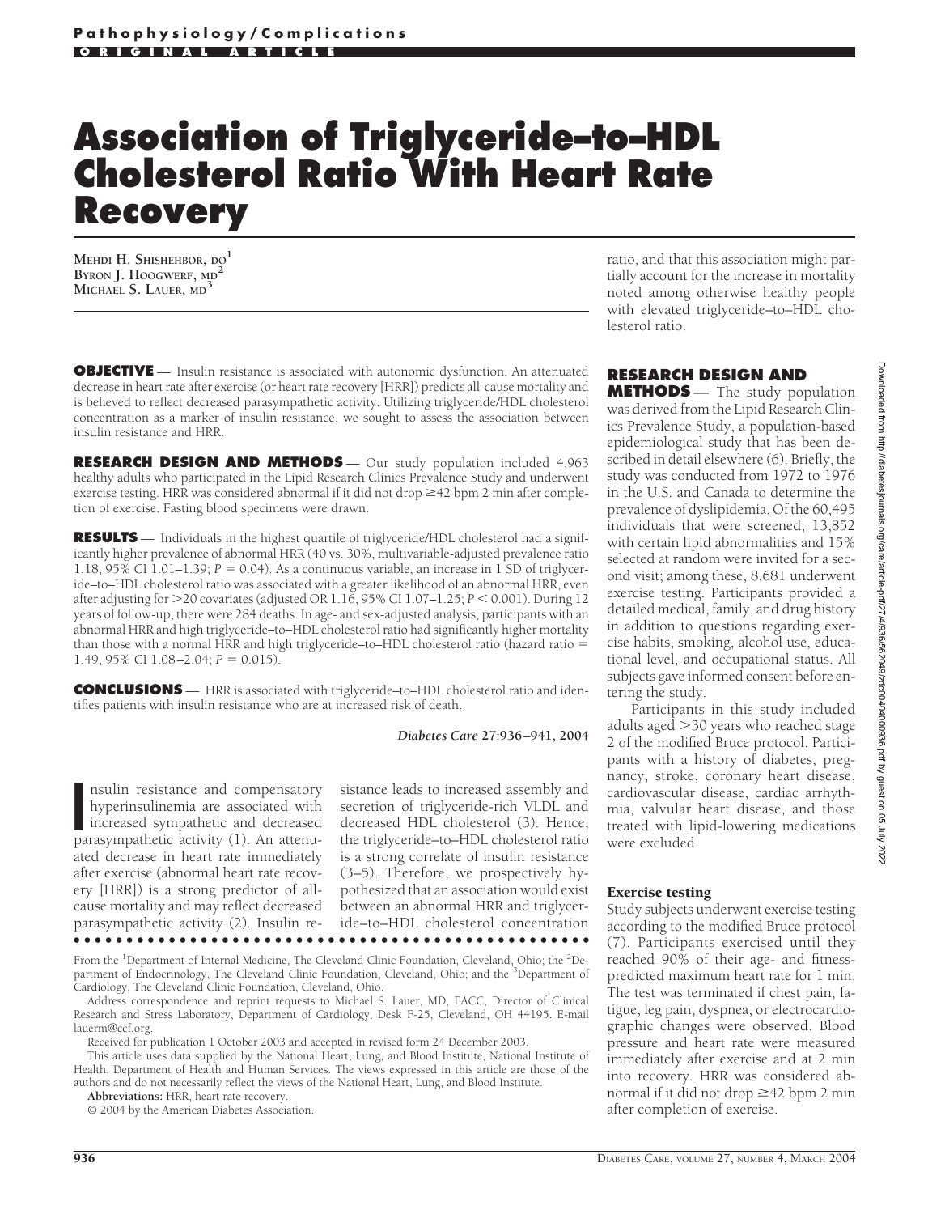# Association of Triglyceride–to–HDL Cholesterol Ratio With Heart Rate Recovery

Mehdi H. Shishehbor, do[1]
Byron J. Hoogwerf, md[2]
Michael S. Lauer, md[3]

**OBJECTIVE** — Insulin resistance is associated with autonomic dysfunction. An attenuated decrease in heart rate after exercise (or heart rate recovery [HRR]) predicts all-cause mortality and is believed to reflect decreased parasympathetic activity. Utilizing triglyceride/HDL cholesterol concentration as a marker of insulin resistance, we sought to assess the association between insulin resistance and HRR.

**RESEARCH DESIGN AND METHODS** — Our study population included 4,963 healthy adults who participated in the Lipid Research Clinics Prevalence Study and underwent exercise testing. HRR was considered abnormal if it did not drop ≥42 bpm 2 min after completion of exercise. Fasting blood specimens were drawn.

**RESULTS** — Individuals in the highest quartile of triglyceride/HDL cholesterol had a significantly higher prevalence of abnormal HRR (40 vs. 30%, multivariable-adjusted prevalence ratio 1.18, 95% CI 1.01–1.39; $P = 0.04$). As a continuous variable, an increase in 1 SD of triglyceride–to–HDL cholesterol ratio was associated with a greater likelihood of an abnormal HRR, even after adjusting for >20 covariates (adjusted OR 1.16, 95% CI 1.07–1.25; $P < 0.001$). During 12 years of follow-up, there were 284 deaths. In age- and sex-adjusted analysis, participants with an abnormal HRR and high triglyceride–to–HDL cholesterol ratio had significantly higher mortality than those with a normal HRR and high triglyceride–to–HDL cholesterol ratio (hazard ratio = 1.49, 95% CI 1.08–2.04; $P = 0.015$).

**CONCLUSIONS** — HRR is associated with triglyceride–to–HDL cholesterol ratio and identifies patients with insulin resistance who are at increased risk of death.

*Diabetes Care* 27:936–941, 2004

Insulin resistance and compensatory hyperinsulinemia are associated with increased sympathetic and decreased parasympathetic activity (1). An attenuated decrease in heart rate immediately after exercise (abnormal heart rate recovery [HRR]) is a strong predictor of all-cause mortality and may reflect decreased parasympathetic activity (2). Insulin resistance leads to increased assembly and secretion of triglyceride-rich VLDL and decreased HDL cholesterol (3). Hence, the triglyceride–to–HDL cholesterol ratio is a strong correlate of insulin resistance (3–5). Therefore, we prospectively hypothesized that an association would exist between an abnormal HRR and triglyceride–to–HDL cholesterol concentration ratio, and that this association might partially account for the increase in mortality noted among otherwise healthy people with elevated triglyceride–to–HDL cholesterol ratio.

From the [1]Department of Internal Medicine, The Cleveland Clinic Foundation, Cleveland, Ohio; the [2]Department of Endocrinology, The Cleveland Clinic Foundation, Cleveland, Ohio; and the [3]Department of Cardiology, The Cleveland Clinic Foundation, Cleveland, Ohio.

Address correspondence and reprint requests to Michael S. Lauer, MD, FACC, Director of Clinical Research and Stress Laboratory, Department of Cardiology, Desk F-25, Cleveland, OH 44195. E-mail lauerm@ccf.org.

Received for publication 1 October 2003 and accepted in revised form 24 December 2003.

This article uses data supplied by the National Heart, Lung, and Blood Institute, National Institute of Health, Department of Health and Human Services. The views expressed in this article are those of the authors and do not necessarily reflect the views of the National Heart, Lung, and Blood Institute.

**Abbreviations:** HRR, heart rate recovery.

© 2004 by the American Diabetes Association.

## RESEARCH DESIGN AND METHODS

The study population was derived from the Lipid Research Clinics Prevalence Study, a population-based epidemiological study that has been described in detail elsewhere (6). Briefly, the study was conducted from 1972 to 1976 in the U.S. and Canada to determine the prevalence of dyslipidemia. Of the 60,495 individuals that were screened, 13,852 with certain lipid abnormalities and 15% selected at random were invited for a second visit; among these, 8,681 underwent exercise testing. Participants provided a detailed medical, family, and drug history in addition to questions regarding exercise habits, smoking, alcohol use, educational level, and occupational status. All subjects gave informed consent before entering the study.

Participants in this study included adults aged >30 years who reached stage 2 of the modified Bruce protocol. Participants with a history of diabetes, pregnancy, stroke, coronary heart disease, cardiovascular disease, cardiac arrhythmia, valvular heart disease, and those treated with lipid-lowering medications were excluded.

### Exercise testing

Study subjects underwent exercise testing according to the modified Bruce protocol (7). Participants exercised until they reached 90% of their age- and fitness-predicted maximum heart rate for 1 min. The test was terminated if chest pain, fatigue, leg pain, dyspnea, or electrocardiographic changes were observed. Blood pressure and heart rate were measured immediately after exercise and at 2 min into recovery. HRR was considered abnormal if it did not drop ≥42 bpm 2 min after completion of exercise.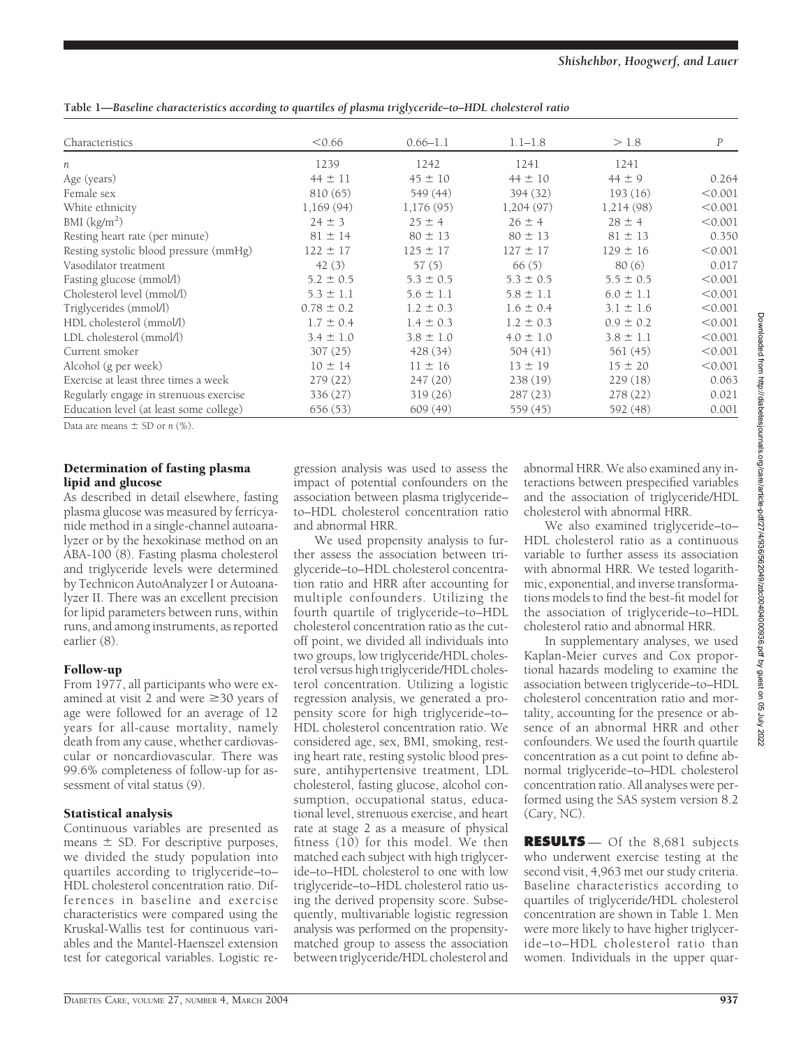**Table 1—Baseline characteristics according to quartiles of plasma triglyceride–to–HDL cholesterol ratio**

| Characteristics | <0.66 | 0.66–1.1 | 1.1–1.8 | > 1.8 | *P* |
|---|---|---|---|---|---|
| *n* | 1239 | 1242 | 1241 | 1241 | |
| Age (years) | 44 ± 11 | 45 ± 10 | 44 ± 10 | 44 ± 9 | 0.264 |
| Female sex | 810 (65) | 549 (44) | 394 (32) | 193 (16) | <0.001 |
| White ethnicity | 1,169 (94) | 1,176 (95) | 1,204 (97) | 1,214 (98) | <0.001 |
| BMI (kg/m$^2$) | 24 ± 3 | 25 ± 4 | 26 ± 4 | 28 ± 4 | <0.001 |
| Resting heart rate (per minute) | 81 ± 14 | 80 ± 13 | 80 ± 13 | 81 ± 13 | 0.350 |
| Resting systolic blood pressure (mmHg) | 122 ± 17 | 125 ± 17 | 127 ± 17 | 129 ± 16 | <0.001 |
| Vasodilator treatment | 42 (3) | 57 (5) | 66 (5) | 80 (6) | 0.017 |
| Fasting glucose (mmol/l) | 5.2 ± 0.5 | 5.3 ± 0.5 | 5.3 ± 0.5 | 5.5 ± 0.5 | <0.001 |
| Cholesterol level (mmol/l) | 5.3 ± 1.1 | 5.6 ± 1.1 | 5.8 ± 1.1 | 6.0 ± 1.1 | <0.001 |
| Triglycerides (mmol/l) | 0.78 ± 0.2 | 1.2 ± 0.3 | 1.6 ± 0.4 | 3.1 ± 1.6 | <0.001 |
| HDL cholesterol (mmol/l) | 1.7 ± 0.4 | 1.4 ± 0.3 | 1.2 ± 0.3 | 0.9 ± 0.2 | <0.001 |
| LDL cholesterol (mmol/l) | 3.4 ± 1.0 | 3.8 ± 1.0 | 4.0 ± 1.0 | 3.8 ± 1.1 | <0.001 |
| Current smoker | 307 (25) | 428 (34) | 504 (41) | 561 (45) | <0.001 |
| Alcohol (g per week) | 10 ± 14 | 11 ± 16 | 13 ± 19 | 15 ± 20 | <0.001 |
| Exercise at least three times a week | 279 (22) | 247 (20) | 238 (19) | 229 (18) | 0.063 |
| Regularly engage in strenuous exercise | 336 (27) | 319 (26) | 287 (23) | 278 (22) | 0.021 |
| Education level (at least some college) | 656 (53) | 609 (49) | 559 (45) | 592 (48) | 0.001 |

Data are means ± SD or *n* (%).

### Determination of fasting plasma lipid and glucose

As described in detail elsewhere, fasting plasma glucose was measured by ferricyanide method in a single-channel autoanalyzer or by the hexokinase method on an ABA-100 (8). Fasting plasma cholesterol and triglyceride levels were determined by Technicon AutoAnalyzer I or Autoanalyzer II. There was an excellent precision for lipid parameters between runs, within runs, and among instruments, as reported earlier (8).

### Follow-up

From 1977, all participants who were examined at visit 2 and were ≥30 years of age were followed for an average of 12 years for all-cause mortality, namely death from any cause, whether cardiovascular or noncardiovascular. There was 99.6% completeness of follow-up for assessment of vital status (9).

### Statistical analysis

Continuous variables are presented as means ± SD. For descriptive purposes, we divided the study population into quartiles according to triglyceride–to–HDL cholesterol concentration ratio. Differences in baseline and exercise characteristics were compared using the Kruskal-Wallis test for continuous variables and the Mantel-Haenszel extension test for categorical variables. Logistic regression analysis was used to assess the impact of potential confounders on the association between plasma triglyceride–to–HDL cholesterol concentration ratio and abnormal HRR.

We used propensity analysis to further assess the association between triglyceride–to–HDL cholesterol concentration ratio and HRR after accounting for multiple confounders. Utilizing the fourth quartile of triglyceride–to–HDL cholesterol concentration ratio as the cutoff point, we divided all individuals into two groups, low triglyceride/HDL cholesterol versus high triglyceride/HDL cholesterol concentration. Utilizing a logistic regression analysis, we generated a propensity score for high triglyceride–to–HDL cholesterol concentration ratio. We considered age, sex, BMI, smoking, resting heart rate, resting systolic blood pressure, antihypertensive treatment, LDL cholesterol, fasting glucose, alcohol consumption, occupational status, educational level, strenuous exercise, and heart rate at stage 2 as a measure of physical fitness (10) for this model. We then matched each subject with high triglyceride–to–HDL cholesterol to one with low triglyceride–to–HDL cholesterol ratio using the derived propensity score. Subsequently, multivariable logistic regression analysis was performed on the propensity-matched group to assess the association between triglyceride/HDL cholesterol and abnormal HRR. We also examined any interactions between prespecified variables and the association of triglyceride/HDL cholesterol with abnormal HRR.

We also examined triglyceride–to–HDL cholesterol ratio as a continuous variable to further assess its association with abnormal HRR. We tested logarithmic, exponential, and inverse transformations models to find the best-fit model for the association of triglyceride–to–HDL cholesterol ratio and abnormal HRR.

In supplementary analyses, we used Kaplan-Meier curves and Cox proportional hazards modeling to examine the association between triglyceride–to–HDL cholesterol concentration ratio and mortality, accounting for the presence or absence of an abnormal HRR and other confounders. We used the fourth quartile concentration as a cut point to define abnormal triglyceride–to–HDL cholesterol concentration ratio. All analyses were performed using the SAS system version 8.2 (Cary, NC).

**RESULTS** — Of the 8,681 subjects who underwent exercise testing at the second visit, 4,963 met our study criteria. Baseline characteristics according to quartiles of triglyceride/HDL cholesterol concentration are shown in Table 1. Men were more likely to have higher triglyceride–to–HDL cholesterol ratio than women. Individuals in the upper quar-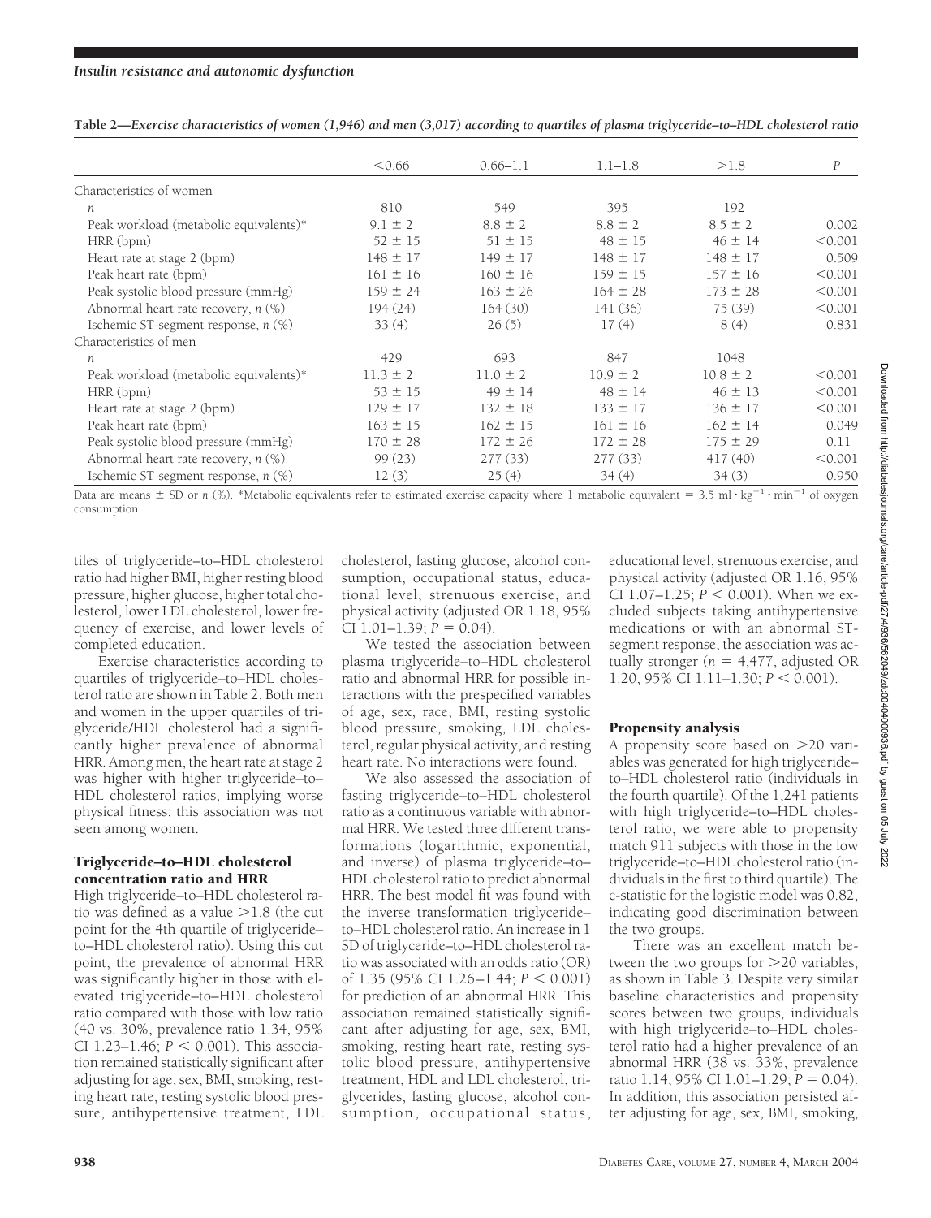**Table 2—Exercise characteristics of women (1,946) and men (3,017) according to quartiles of plasma triglyceride–to–HDL cholesterol ratio**

| | <0.66 | 0.66–1.1 | 1.1–1.8 | >1.8 | $P$ |
|---|---|---|---|---|---|
| Characteristics of women | | | | | |
| $n$ | 810 | 549 | 395 | 192 | |
| Peak workload (metabolic equivalents)* | 9.1 ± 2 | 8.8 ± 2 | 8.8 ± 2 | 8.5 ± 2 | 0.002 |
| HRR (bpm) | 52 ± 15 | 51 ± 15 | 48 ± 15 | 46 ± 14 | <0.001 |
| Heart rate at stage 2 (bpm) | 148 ± 17 | 149 ± 17 | 148 ± 17 | 148 ± 17 | 0.509 |
| Peak heart rate (bpm) | 161 ± 16 | 160 ± 16 | 159 ± 15 | 157 ± 16 | <0.001 |
| Peak systolic blood pressure (mmHg) | 159 ± 24 | 163 ± 26 | 164 ± 28 | 173 ± 28 | <0.001 |
| Abnormal heart rate recovery, $n$ (%) | 194 (24) | 164 (30) | 141 (36) | 75 (39) | <0.001 |
| Ischemic ST-segment response, $n$ (%) | 33 (4) | 26 (5) | 17 (4) | 8 (4) | 0.831 |
| Characteristics of men | | | | | |
| $n$ | 429 | 693 | 847 | 1048 | |
| Peak workload (metabolic equivalents)* | 11.3 ± 2 | 11.0 ± 2 | 10.9 ± 2 | 10.8 ± 2 | <0.001 |
| HRR (bpm) | 53 ± 15 | 49 ± 14 | 48 ± 14 | 46 ± 13 | <0.001 |
| Heart rate at stage 2 (bpm) | 129 ± 17 | 132 ± 18 | 133 ± 17 | 136 ± 17 | <0.001 |
| Peak heart rate (bpm) | 163 ± 15 | 162 ± 15 | 161 ± 16 | 162 ± 14 | 0.049 |
| Peak systolic blood pressure (mmHg) | 170 ± 28 | 172 ± 26 | 172 ± 28 | 175 ± 29 | 0.11 |
| Abnormal heart rate recovery, $n$ (%) | 99 (23) | 277 (33) | 277 (33) | 417 (40) | <0.001 |
| Ischemic ST-segment response, $n$ (%) | 12 (3) | 25 (4) | 34 (4) | 34 (3) | 0.950 |

Data are means ± SD or $n$ (%). *Metabolic equivalents refer to estimated exercise capacity where 1 metabolic equivalent = 3.5 $ml \cdot kg^{-1} \cdot min^{-1}$ of oxygen consumption.

tiles of triglyceride–to–HDL cholesterol ratio had higher BMI, higher resting blood pressure, higher glucose, higher total cholesterol, lower LDL cholesterol, lower frequency of exercise, and lower levels of completed education.

Exercise characteristics according to quartiles of triglyceride–to–HDL cholesterol ratio are shown in Table 2. Both men and women in the upper quartiles of triglyceride/HDL cholesterol had a significantly higher prevalence of abnormal HRR. Among men, the heart rate at stage 2 was higher with higher triglyceride–to–HDL cholesterol ratios, implying worse physical fitness; this association was not seen among women.

### Triglyceride–to–HDL cholesterol concentration ratio and HRR

High triglyceride–to–HDL cholesterol ratio was defined as a value >1.8 (the cut point for the 4th quartile of triglyceride–to–HDL cholesterol ratio). Using this cut point, the prevalence of abnormal HRR was significantly higher in those with elevated triglyceride–to–HDL cholesterol ratio compared with those with low ratio (40 vs. 30%, prevalence ratio 1.34, 95% CI 1.23–1.46; $P < 0.001$). This association remained statistically significant after adjusting for age, sex, BMI, smoking, resting heart rate, resting systolic blood pressure, antihypertensive treatment, LDL cholesterol, fasting glucose, alcohol consumption, occupational status, educational level, strenuous exercise, and physical activity (adjusted OR 1.18, 95% CI 1.01–1.39; $P = 0.04$).

We tested the association between plasma triglyceride–to–HDL cholesterol ratio and abnormal HRR for possible interactions with the prespecified variables of age, sex, race, BMI, resting systolic blood pressure, smoking, LDL cholesterol, regular physical activity, and resting heart rate. No interactions were found.

We also assessed the association of fasting triglyceride–to–HDL cholesterol ratio as a continuous variable with abnormal HRR. We tested three different transformations (logarithmic, exponential, and inverse) of plasma triglyceride–to–HDL cholesterol ratio to predict abnormal HRR. The best model fit was found with the inverse transformation triglyceride–to–HDL cholesterol ratio. An increase in 1 SD of triglyceride–to–HDL cholesterol ratio was associated with an odds ratio (OR) of 1.35 (95% CI 1.26–1.44; $P < 0.001$) for prediction of an abnormal HRR. This association remained statistically significant after adjusting for age, sex, BMI, smoking, resting heart rate, resting systolic blood pressure, antihypertensive treatment, HDL and LDL cholesterol, triglycerides, fasting glucose, alcohol consumption, occupational status, educational level, strenuous exercise, and physical activity (adjusted OR 1.16, 95% CI 1.07–1.25; $P < 0.001$). When we excluded subjects taking antihypertensive medications or with an abnormal ST-segment response, the association was actually stronger ($n = 4,477$, adjusted OR 1.20, 95% CI 1.11–1.30; $P < 0.001$).

### Propensity analysis

A propensity score based on >20 variables was generated for high triglyceride–to–HDL cholesterol ratio (individuals in the fourth quartile). Of the 1,241 patients with high triglyceride–to–HDL cholesterol ratio, we were able to propensity match 911 subjects with those in the low triglyceride–to–HDL cholesterol ratio (individuals in the first to third quartile). The c-statistic for the logistic model was 0.82, indicating good discrimination between the two groups.

There was an excellent match between the two groups for >20 variables, as shown in Table 3. Despite very similar baseline characteristics and propensity scores between two groups, individuals with high triglyceride–to–HDL cholesterol ratio had a higher prevalence of an abnormal HRR (38 vs. 33%, prevalence ratio 1.14, 95% CI 1.01–1.29; $P = 0.04$). In addition, this association persisted after adjusting for age, sex, BMI, smoking,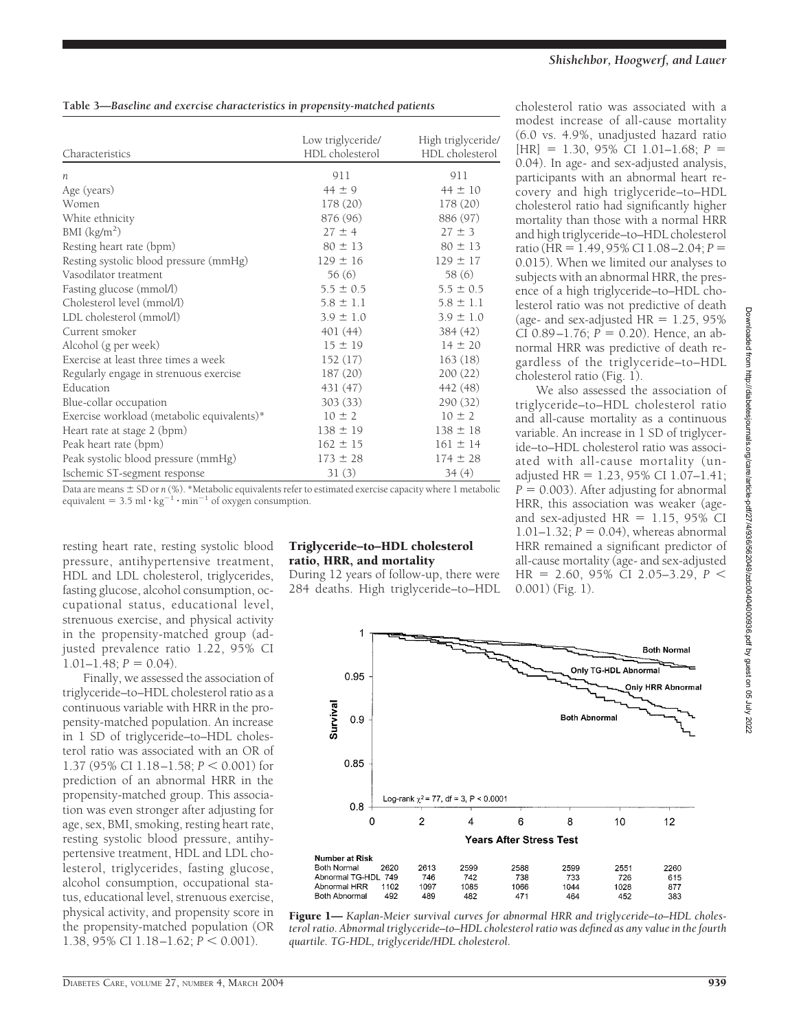**Table 3—Baseline and exercise characteristics in propensity-matched patients**

| Characteristics | Low triglyceride/ HDL cholesterol | High triglyceride/ HDL cholesterol |
|---|---|---|
| *n* | 911 | 911 |
| Age (years) | 44 ± 9 | 44 ± 10 |
| Women | 178 (20) | 178 (20) |
| White ethnicity | 876 (96) | 886 (97) |
| BMI (kg/m$^2$) | 27 ± 4 | 27 ± 3 |
| Resting heart rate (bpm) | 80 ± 13 | 80 ± 13 |
| Resting systolic blood pressure (mmHg) | 129 ± 16 | 129 ± 17 |
| Vasodilator treatment | 56 (6) | 58 (6) |
| Fasting glucose (mmol/l) | 5.5 ± 0.5 | 5.5 ± 0.5 |
| Cholesterol level (mmol/l) | 5.8 ± 1.1 | 5.8 ± 1.1 |
| LDL cholesterol (mmol/l) | 3.9 ± 1.0 | 3.9 ± 1.0 |
| Current smoker | 401 (44) | 384 (42) |
| Alcohol (g per week) | 15 ± 19 | 14 ± 20 |
| Exercise at least three times a week | 152 (17) | 163 (18) |
| Regularly engage in strenuous exercise | 187 (20) | 200 (22) |
| Education | 431 (47) | 442 (48) |
| Blue-collar occupation | 303 (33) | 290 (32) |
| Exercise workload (metabolic equivalents)* | 10 ± 2 | 10 ± 2 |
| Heart rate at stage 2 (bpm) | 138 ± 19 | 138 ± 18 |
| Peak heart rate (bpm) | 162 ± 15 | 161 ± 14 |
| Peak systolic blood pressure (mmHg) | 173 ± 28 | 174 ± 28 |
| Ischemic ST-segment response | 31 (3) | 34 (4) |

Data are means ± SD or *n* (%). *Metabolic equivalents refer to estimated exercise capacity where 1 metabolic equivalent = 3.5 ml · kg$^{-1}$ · min$^{-1}$ of oxygen consumption.

resting heart rate, resting systolic blood pressure, antihypertensive treatment, HDL and LDL cholesterol, triglycerides, fasting glucose, alcohol consumption, occupational status, educational level, strenuous exercise, and physical activity in the propensity-matched group (adjusted prevalence ratio 1.22, 95% CI 1.01–1.48; $P = 0.04$).

Finally, we assessed the association of triglyceride–to–HDL cholesterol ratio as a continuous variable with HRR in the propensity-matched population. An increase in 1 SD of triglyceride–to–HDL cholesterol ratio was associated with an OR of 1.37 (95% CI 1.18–1.58; $P < 0.001$) for prediction of an abnormal HRR in the propensity-matched group. This association was even stronger after adjusting for age, sex, BMI, smoking, resting heart rate, resting systolic blood pressure, antihypertensive treatment, HDL and LDL cholesterol, triglycerides, fasting glucose, alcohol consumption, occupational status, educational level, strenuous exercise, physical activity, and propensity score in the propensity-matched population (OR 1.38, 95% CI 1.18–1.62; $P < 0.001$).

### Triglyceride–to–HDL cholesterol ratio, HRR, and mortality

During 12 years of follow-up, there were 284 deaths. High triglyceride–to–HDL cholesterol ratio was associated with a modest increase of all-cause mortality (6.0 vs. 4.9%, unadjusted hazard ratio [HR] = 1.30, 95% CI 1.01–1.68; $P = 0.04$). In age- and sex-adjusted analysis, participants with an abnormal heart recovery and high triglyceride–to–HDL cholesterol ratio had significantly higher mortality than those with a normal HRR and high triglyceride–to–HDL cholesterol ratio (HR = 1.49, 95% CI 1.08–2.04; $P = 0.015$). When we limited our analyses to subjects with an abnormal HRR, the presence of a high triglyceride–to–HDL cholesterol ratio was not predictive of death (age- and sex-adjusted HR = 1.25, 95% CI 0.89–1.76; $P = 0.20$). Hence, an abnormal HRR was predictive of death regardless of the triglyceride–to–HDL cholesterol ratio (Fig. 1).

We also assessed the association of triglyceride–to–HDL cholesterol ratio and all-cause mortality as a continuous variable. An increase in 1 SD of triglyceride–to–HDL cholesterol ratio was associated with all-cause mortality (unadjusted HR = 1.23, 95% CI 1.07–1.41; $P = 0.003$). After adjusting for abnormal HRR, this association was weaker (age- and sex-adjusted HR = 1.15, 95% CI 1.01–1.32; $P = 0.04$), whereas abnormal HRR remained a significant predictor of all-cause mortality (age- and sex-adjusted HR = 2.60, 95% CI 2.05–3.29, $P < 0.001$) (Fig. 1).

**Figure 1**—*Kaplan-Meier survival curves for abnormal HRR and triglyceride–to–HDL cholesterol ratio. Abnormal triglyceride–to–HDL cholesterol ratio was defined as any value in the fourth quartile. TG-HDL, triglyceride/HDL cholesterol.*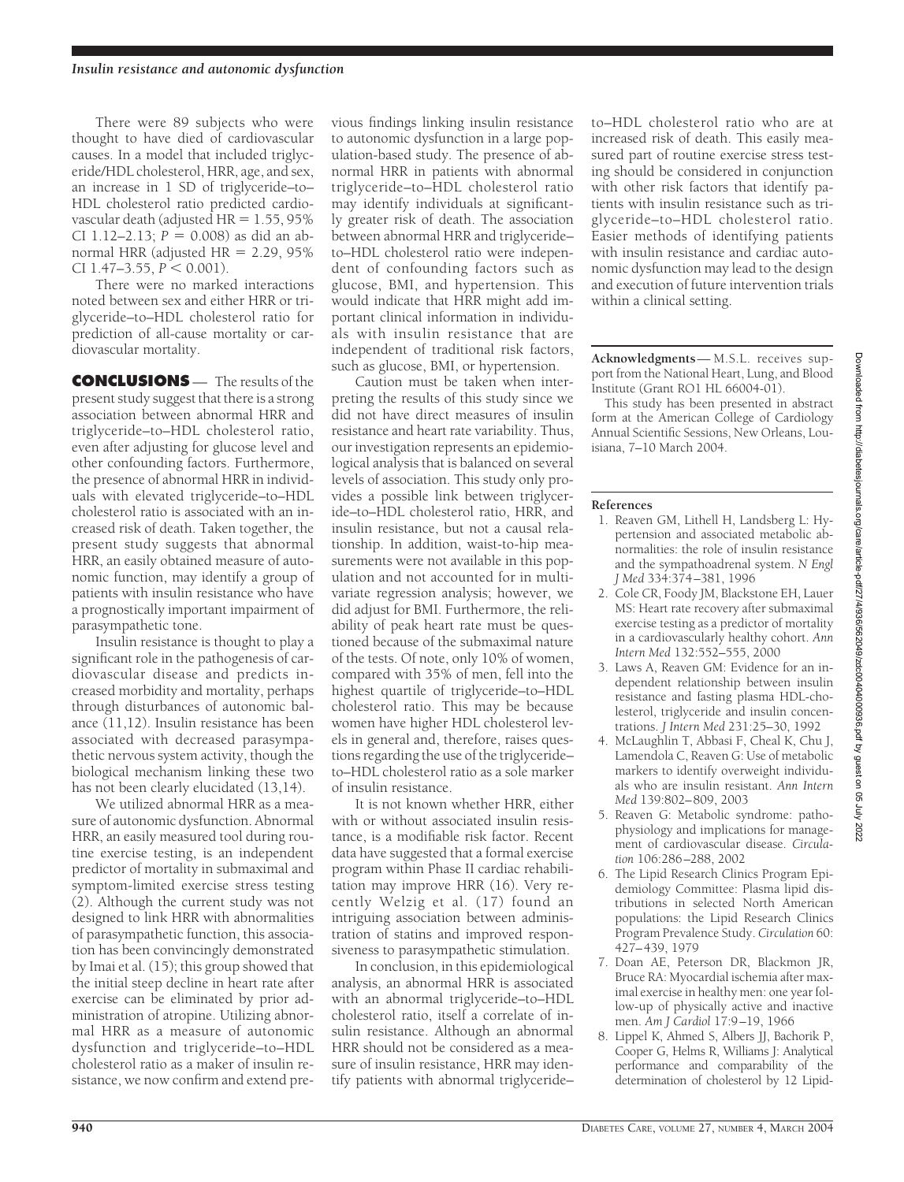There were 89 subjects who were thought to have died of cardiovascular causes. In a model that included triglyceride/HDL cholesterol, HRR, age, and sex, an increase in 1 SD of triglyceride–to–HDL cholesterol ratio predicted cardiovascular death (adjusted HR = 1.55, 95% CI 1.12–2.13; $P = 0.008$) as did an abnormal HRR (adjusted HR = 2.29, 95% CI 1.47–3.55, $P < 0.001$).

There were no marked interactions noted between sex and either HRR or triglyceride–to–HDL cholesterol ratio for prediction of all-cause mortality or cardiovascular mortality.

## CONCLUSIONS

The results of the present study suggest that there is a strong association between abnormal HRR and triglyceride–to–HDL cholesterol ratio, even after adjusting for glucose level and other confounding factors. Furthermore, the presence of abnormal HRR in individuals with elevated triglyceride–to–HDL cholesterol ratio is associated with an increased risk of death. Taken together, the present study suggests that abnormal HRR, an easily obtained measure of autonomic function, may identify a group of patients with insulin resistance who have a prognostically important impairment of parasympathetic tone.

Insulin resistance is thought to play a significant role in the pathogenesis of cardiovascular disease and predicts increased morbidity and mortality, perhaps through disturbances of autonomic balance (11,12). Insulin resistance has been associated with decreased parasympathetic nervous system activity, though the biological mechanism linking these two has not been clearly elucidated (13,14).

We utilized abnormal HRR as a measure of autonomic dysfunction. Abnormal HRR, an easily measured tool during routine exercise testing, is an independent predictor of mortality in submaximal and symptom-limited exercise stress testing (2). Although the current study was not designed to link HRR with abnormalities of parasympathetic function, this association has been convincingly demonstrated by Imai et al. (15); this group showed that the initial steep decline in heart rate after exercise can be eliminated by prior administration of atropine. Utilizing abnormal HRR as a measure of autonomic dysfunction and triglyceride–to–HDL cholesterol ratio as a maker of insulin resistance, we now confirm and extend previous findings linking insulin resistance to autonomic dysfunction in a large population-based study. The presence of abnormal HRR in patients with abnormal triglyceride–to–HDL cholesterol ratio may identify individuals at significantly greater risk of death. The association between abnormal HRR and triglyceride–to–HDL cholesterol ratio were independent of confounding factors such as glucose, BMI, and hypertension. This would indicate that HRR might add important clinical information in individuals with insulin resistance that are independent of traditional risk factors, such as glucose, BMI, or hypertension.

Caution must be taken when interpreting the results of this study since we did not have direct measures of insulin resistance and heart rate variability. Thus, our investigation represents an epidemiological analysis that is balanced on several levels of association. This study only provides a possible link between triglyceride–to–HDL cholesterol ratio, HRR, and insulin resistance, but not a causal relationship. In addition, waist-to-hip measurements were not available in this population and not accounted for in multivariate regression analysis; however, we did adjust for BMI. Furthermore, the reliability of peak heart rate must be questioned because of the submaximal nature of the tests. Of note, only 10% of women, compared with 35% of men, fell into the highest quartile of triglyceride–to–HDL cholesterol ratio. This may be because women have higher HDL cholesterol levels in general and, therefore, raises questions regarding the use of the triglyceride–to–HDL cholesterol ratio as a sole marker of insulin resistance.

It is not known whether HRR, either with or without associated insulin resistance, is a modifiable risk factor. Recent data have suggested that a formal exercise program within Phase II cardiac rehabilitation may improve HRR (16). Very recently Welzig et al. (17) found an intriguing association between administration of statins and improved responsiveness to parasympathetic stimulation.

In conclusion, in this epidemiological analysis, an abnormal HRR is associated with an abnormal triglyceride–to–HDL cholesterol ratio, itself a correlate of insulin resistance. Although an abnormal HRR should not be considered as a measure of insulin resistance, HRR may identify patients with abnormal triglyceride–to–HDL cholesterol ratio who are at increased risk of death. This easily measured part of routine exercise stress testing should be considered in conjunction with other risk factors that identify patients with insulin resistance such as triglyceride–to–HDL cholesterol ratio. Easier methods of identifying patients with insulin resistance and cardiac autonomic dysfunction may lead to the design and execution of future intervention trials within a clinical setting.

**Acknowledgments**— M.S.L. receives support from the National Heart, Lung, and Blood Institute (Grant RO1 HL 66004-01).

This study has been presented in abstract form at the American College of Cardiology Annual Scientific Sessions, New Orleans, Louisiana, 7–10 March 2004.

## References

1. Reaven GM, Lithell H, Landsberg L: Hypertension and associated metabolic abnormalities: the role of insulin resistance and the sympathoadrenal system. *N Engl J Med* 334:374–381, 1996
2. Cole CR, Foody JM, Blackstone EH, Lauer MS: Heart rate recovery after submaximal exercise testing as a predictor of mortality in a cardiovascularly healthy cohort. *Ann Intern Med* 132:552–555, 2000
3. Laws A, Reaven GM: Evidence for an independent relationship between insulin resistance and fasting plasma HDL-cholesterol, triglyceride and insulin concentrations. *J Intern Med* 231:25–30, 1992
4. McLaughlin T, Abbasi F, Cheal K, Chu J, Lamendola C, Reaven G: Use of metabolic markers to identify overweight individuals who are insulin resistant. *Ann Intern Med* 139:802–809, 2003
5. Reaven G: Metabolic syndrome: pathophysiology and implications for management of cardiovascular disease. *Circulation* 106:286–288, 2002
6. The Lipid Research Clinics Program Epidemiology Committee: Plasma lipid distributions in selected North American populations: the Lipid Research Clinics Program Prevalence Study. *Circulation* 60: 427–439, 1979
7. Doan AE, Peterson DR, Blackmon JR, Bruce RA: Myocardial ischemia after maximal exercise in healthy men: one year follow-up of physically active and inactive men. *Am J Cardiol* 17:9–19, 1966
8. Lippel K, Ahmed S, Albers JJ, Bachorik P, Cooper G, Helms R, Williams J: Analytical performance and comparability of the determination of cholesterol by 12 Lipid-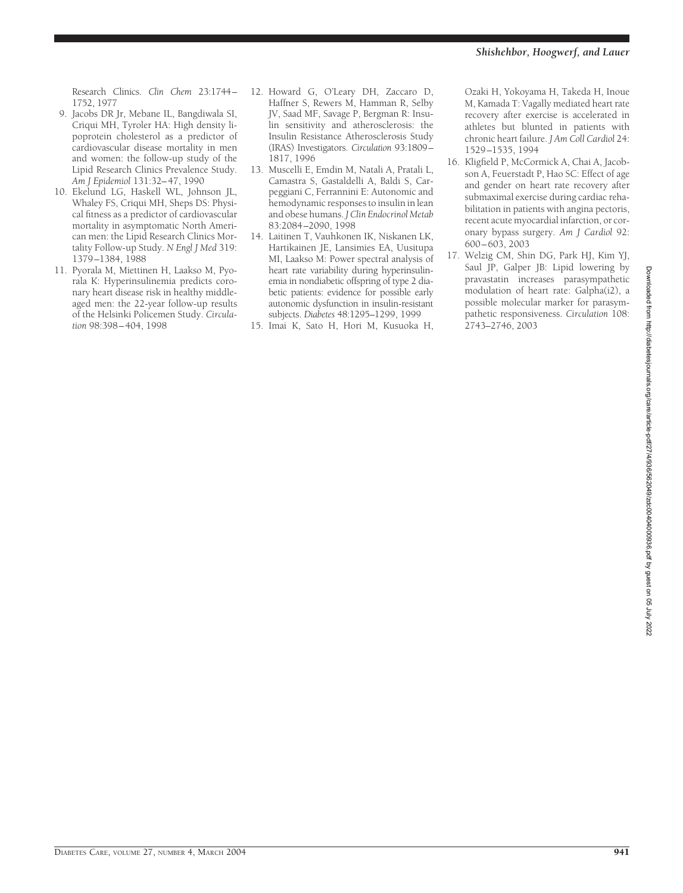Research Clinics. *Clin Chem* 23:1744–1752, 1977

9. Jacobs DR Jr, Mebane IL, Bangdiwala SI, Criqui MH, Tyroler HA: High density lipoprotein cholesterol as a predictor of cardiovascular disease mortality in men and women: the follow-up study of the Lipid Research Clinics Prevalence Study. *Am J Epidemiol* 131:32–47, 1990
10. Ekelund LG, Haskell WL, Johnson JL, Whaley FS, Criqui MH, Sheps DS: Physical fitness as a predictor of cardiovascular mortality in asymptomatic North American men: the Lipid Research Clinics Mortality Follow-up Study. *N Engl J Med* 319: 1379–1384, 1988
11. Pyorala M, Miettinen H, Laakso M, Pyorala K: Hyperinsulinemia predicts coronary heart disease risk in healthy middle-aged men: the 22-year follow-up results of the Helsinki Policemen Study. *Circulation* 98:398–404, 1998
12. Howard G, O'Leary DH, Zaccaro D, Haffner S, Rewers M, Hamman R, Selby JV, Saad MF, Savage P, Bergman R: Insulin sensitivity and atherosclerosis: the Insulin Resistance Atherosclerosis Study (IRAS) Investigators. *Circulation* 93:1809–1817, 1996
13. Muscelli E, Emdin M, Natali A, Pratali L, Camastra S, Gastaldelli A, Baldi S, Carpeggiani C, Ferrannini E: Autonomic and hemodynamic responses to insulin in lean and obese humans. *J Clin Endocrinol Metab* 83:2084–2090, 1998
14. Laitinen T, Vauhkonen IK, Niskanen LK, Hartikainen JE, Lansimies EA, Uusitupa MI, Laakso M: Power spectral analysis of heart rate variability during hyperinsulinemia in nondiabetic offspring of type 2 diabetic patients: evidence for possible early autonomic dysfunction in insulin-resistant subjects. *Diabetes* 48:1295–1299, 1999
15. Imai K, Sato H, Hori M, Kusuoka H, Ozaki H, Yokoyama H, Takeda H, Inoue M, Kamada T: Vagally mediated heart rate recovery after exercise is accelerated in athletes but blunted in patients with chronic heart failure. *J Am Coll Cardiol* 24: 1529–1535, 1994
16. Kligfield P, McCormick A, Chai A, Jacobson A, Feuerstadt P, Hao SC: Effect of age and gender on heart rate recovery after submaximal exercise during cardiac rehabilitation in patients with angina pectoris, recent acute myocardial infarction, or coronary bypass surgery. *Am J Cardiol* 92: 600–603, 2003
17. Welzig CM, Shin DG, Park HJ, Kim YJ, Saul JP, Galper JB: Lipid lowering by pravastatin increases parasympathetic modulation of heart rate: Galpha(i2), a possible molecular marker for parasympathetic responsiveness. *Circulation* 108: 2743–2746, 2003